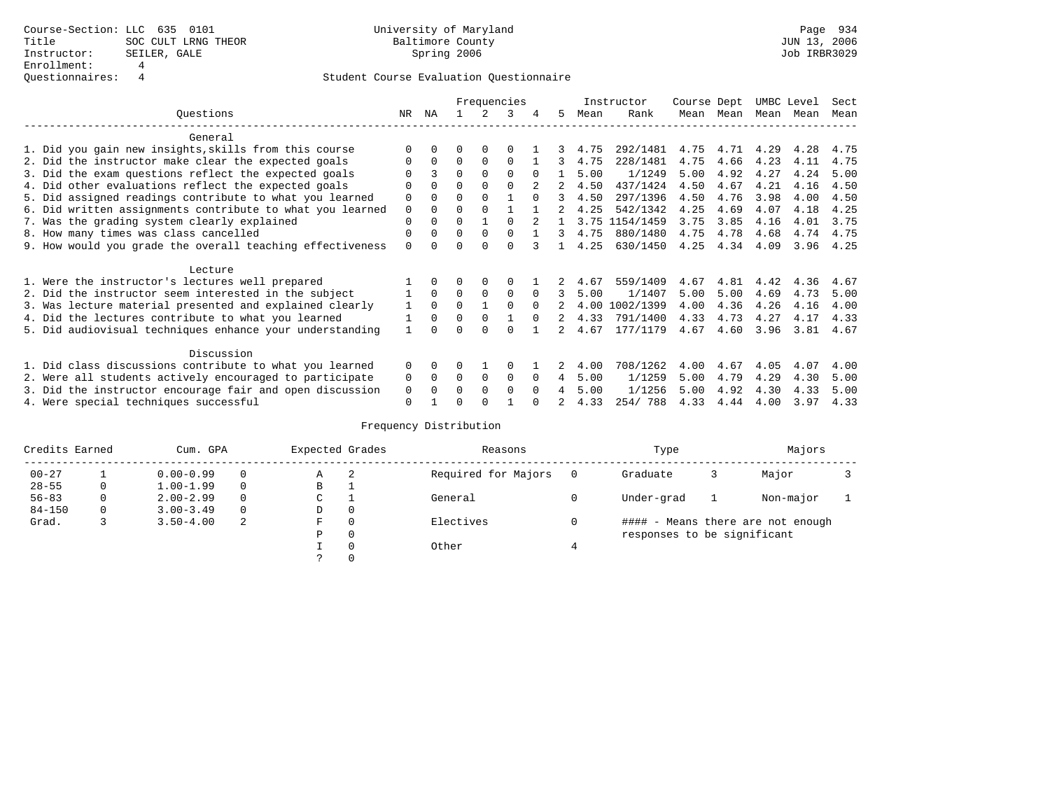Course-Section: LLC 635 0101
Title: SOC CULT LRNG THEOR
Instructor: SEILER, GALE
Enrollment: 4
Questionnaires: 4

University of Maryland
Baltimore County
Spring 2006

JUN 13, 2006
Job IRBR3029

## Student Course Evaluation Questionnaire

| Questions | NR | NA | 1 | 2 | 3 | 4 | 5 | Instructor Mean | Instructor Rank | Course Mean | Dept Mean | UMBC Mean | Level Mean | Sect Mean |
|---|---|---|---|---|---|---|---|---|---|---|---|---|---|---|
| **General** | | | | | | | | | | | | | | |
| 1. Did you gain new insights,skills from this course | 0 | 0 | 0 | 0 | 0 | 1 | 3 | 4.75 | 292/1481 | 4.75 | 4.71 | 4.29 | 4.28 | 4.75 |
| 2. Did the instructor make clear the expected goals | 0 | 0 | 0 | 0 | 0 | 1 | 3 | 4.75 | 228/1481 | 4.75 | 4.66 | 4.23 | 4.11 | 4.75 |
| 3. Did the exam questions reflect the expected goals | 0 | 3 | 0 | 0 | 0 | 0 | 1 | 5.00 | 1/1249 | 5.00 | 4.92 | 4.27 | 4.24 | 5.00 |
| 4. Did other evaluations reflect the expected goals | 0 | 0 | 0 | 0 | 0 | 2 | 2 | 4.50 | 437/1424 | 4.50 | 4.67 | 4.21 | 4.16 | 4.50 |
| 5. Did assigned readings contribute to what you learned | 0 | 0 | 0 | 0 | 1 | 0 | 3 | 4.50 | 297/1396 | 4.50 | 4.76 | 3.98 | 4.00 | 4.50 |
| 6. Did written assignments contribute to what you learned | 0 | 0 | 0 | 0 | 1 | 1 | 2 | 4.25 | 542/1342 | 4.25 | 4.69 | 4.07 | 4.18 | 4.25 |
| 7. Was the grading system clearly explained | 0 | 0 | 0 | 1 | 0 | 2 | 1 | 3.75 | 1154/1459 | 3.75 | 3.85 | 4.16 | 4.01 | 3.75 |
| 8. How many times was class cancelled | 0 | 0 | 0 | 0 | 0 | 1 | 3 | 4.75 | 880/1480 | 4.75 | 4.78 | 4.68 | 4.74 | 4.75 |
| 9. How would you grade the overall teaching effectiveness | 0 | 0 | 0 | 0 | 0 | 3 | 1 | 4.25 | 630/1450 | 4.25 | 4.34 | 4.09 | 3.96 | 4.25 |
| **Lecture** | | | | | | | | | | | | | | |
| 1. Were the instructor's lectures well prepared | 1 | 0 | 0 | 0 | 0 | 1 | 2 | 4.67 | 559/1409 | 4.67 | 4.81 | 4.42 | 4.36 | 4.67 |
| 2. Did the instructor seem interested in the subject | 1 | 0 | 0 | 0 | 0 | 0 | 3 | 5.00 | 1/1407 | 5.00 | 5.00 | 4.69 | 4.73 | 5.00 |
| 3. Was lecture material presented and explained clearly | 1 | 0 | 0 | 1 | 0 | 0 | 2 | 4.00 | 1002/1399 | 4.00 | 4.36 | 4.26 | 4.16 | 4.00 |
| 4. Did the lectures contribute to what you learned | 1 | 0 | 0 | 0 | 1 | 0 | 2 | 4.33 | 791/1400 | 4.33 | 4.73 | 4.27 | 4.17 | 4.33 |
| 5. Did audiovisual techniques enhance your understanding | 1 | 0 | 0 | 0 | 0 | 1 | 2 | 4.67 | 177/1179 | 4.67 | 4.60 | 3.96 | 3.81 | 4.67 |
| **Discussion** | | | | | | | | | | | | | | |
| 1. Did class discussions contribute to what you learned | 0 | 0 | 0 | 1 | 0 | 1 | 2 | 4.00 | 708/1262 | 4.00 | 4.67 | 4.05 | 4.07 | 4.00 |
| 2. Were all students actively encouraged to participate | 0 | 0 | 0 | 0 | 0 | 0 | 4 | 5.00 | 1/1259 | 5.00 | 4.79 | 4.29 | 4.30 | 5.00 |
| 3. Did the instructor encourage fair and open discussion | 0 | 0 | 0 | 0 | 0 | 0 | 4 | 5.00 | 1/1256 | 5.00 | 4.92 | 4.30 | 4.33 | 5.00 |
| 4. Were special techniques successful | 0 | 1 | 0 | 0 | 1 | 0 | 2 | 4.33 | 254/ 788 | 4.33 | 4.44 | 4.00 | 3.97 | 4.33 |

## Frequency Distribution

| Credits Earned | | Cum. GPA | | Expected Grades | | Reasons | | Type | | Majors | |
|---|---|---|---|---|---|---|---|---|---|---|---|
| 00-27 | 1 | 0.00-0.99 | 0 | A | 2 | Required for Majors | 0 | Graduate | 3 | Major | 3 |
| 28-55 | 0 | 1.00-1.99 | 0 | B | 1 | | | | | | |
| 56-83 | 0 | 2.00-2.99 | 0 | C | 1 | General | 0 | Under-grad | 1 | Non-major | 1 |
| 84-150 | 0 | 3.00-3.49 | 0 | D | 0 | | | | | | |
| Grad. | 3 | 3.50-4.00 | 2 | F | 0 | Electives | 0 | #### - Means there are not enough responses to be significant | | | |
| | | | | P | 0 | | | | | | |
| | | | | I | 0 | Other | 4 | | | | |
| | | | | ? | 0 | | | | | | |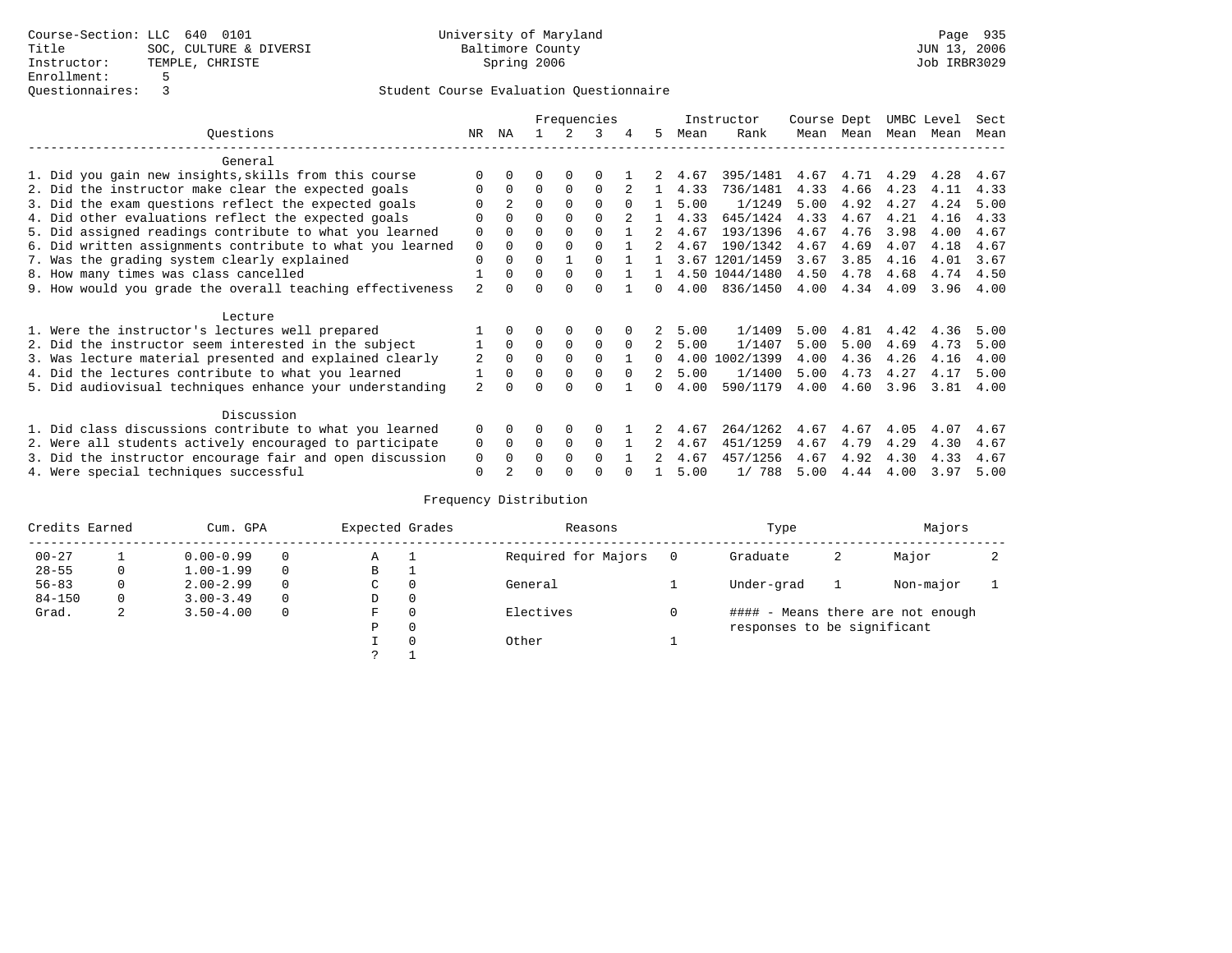Course-Section: LLC 640 0101
Title: SOC, CULTURE & DIVERSI
Instructor: TEMPLE, CHRISTE
Enrollment: 5
Questionnaires: 3

University of Maryland
Baltimore County
Spring 2006

Page 935
JUN 13, 2006
Job IRBR3029

## Student Course Evaluation Questionnaire

| Questions | NR | NA | 1 | 2 | 3 | 4 | 5 | Instructor Mean | Instructor Rank | Course Mean | Dept Mean | UMBC Mean | Level Mean | Sect Mean |
|---|---|---|---|---|---|---|---|---|---|---|---|---|---|---|
| **General** | | | | | | | | | | | | | | |
| 1. Did you gain new insights,skills from this course | 0 | 0 | 0 | 0 | 0 | 1 | 2 | 4.67 | 395/1481 | 4.67 | 4.71 | 4.29 | 4.28 | 4.67 |
| 2. Did the instructor make clear the expected goals | 0 | 0 | 0 | 0 | 0 | 2 | 1 | 4.33 | 736/1481 | 4.33 | 4.66 | 4.23 | 4.11 | 4.33 |
| 3. Did the exam questions reflect the expected goals | 0 | 2 | 0 | 0 | 0 | 0 | 1 | 5.00 | 1/1249 | 5.00 | 4.92 | 4.27 | 4.24 | 5.00 |
| 4. Did other evaluations reflect the expected goals | 0 | 0 | 0 | 0 | 0 | 2 | 1 | 4.33 | 645/1424 | 4.33 | 4.67 | 4.21 | 4.16 | 4.33 |
| 5. Did assigned readings contribute to what you learned | 0 | 0 | 0 | 0 | 0 | 1 | 2 | 4.67 | 193/1396 | 4.67 | 4.76 | 3.98 | 4.00 | 4.67 |
| 6. Did written assignments contribute to what you learned | 0 | 0 | 0 | 0 | 0 | 1 | 2 | 4.67 | 190/1342 | 4.67 | 4.69 | 4.07 | 4.18 | 4.67 |
| 7. Was the grading system clearly explained | 0 | 0 | 0 | 1 | 0 | 1 | 1 | 3.67 | 1201/1459 | 3.67 | 3.85 | 4.16 | 4.01 | 3.67 |
| 8. How many times was class cancelled | 1 | 0 | 0 | 0 | 0 | 1 | 1 | 4.50 | 1044/1480 | 4.50 | 4.78 | 4.68 | 4.74 | 4.50 |
| 9. How would you grade the overall teaching effectiveness | 2 | 0 | 0 | 0 | 0 | 1 | 0 | 4.00 | 836/1450 | 4.00 | 4.34 | 4.09 | 3.96 | 4.00 |
| **Lecture** | | | | | | | | | | | | | | |
| 1. Were the instructor's lectures well prepared | 1 | 0 | 0 | 0 | 0 | 0 | 2 | 5.00 | 1/1409 | 5.00 | 4.81 | 4.42 | 4.36 | 5.00 |
| 2. Did the instructor seem interested in the subject | 1 | 0 | 0 | 0 | 0 | 0 | 2 | 5.00 | 1/1407 | 5.00 | 5.00 | 4.69 | 4.73 | 5.00 |
| 3. Was lecture material presented and explained clearly | 2 | 0 | 0 | 0 | 0 | 1 | 0 | 4.00 | 1002/1399 | 4.00 | 4.36 | 4.26 | 4.16 | 4.00 |
| 4. Did the lectures contribute to what you learned | 1 | 0 | 0 | 0 | 0 | 0 | 2 | 5.00 | 1/1400 | 5.00 | 4.73 | 4.27 | 4.17 | 5.00 |
| 5. Did audiovisual techniques enhance your understanding | 2 | 0 | 0 | 0 | 0 | 1 | 0 | 4.00 | 590/1179 | 4.00 | 4.60 | 3.96 | 3.81 | 4.00 |
| **Discussion** | | | | | | | | | | | | | | |
| 1. Did class discussions contribute to what you learned | 0 | 0 | 0 | 0 | 0 | 1 | 2 | 4.67 | 264/1262 | 4.67 | 4.67 | 4.05 | 4.07 | 4.67 |
| 2. Were all students actively encouraged to participate | 0 | 0 | 0 | 0 | 0 | 1 | 2 | 4.67 | 451/1259 | 4.67 | 4.79 | 4.29 | 4.30 | 4.67 |
| 3. Did the instructor encourage fair and open discussion | 0 | 0 | 0 | 0 | 0 | 1 | 2 | 4.67 | 457/1256 | 4.67 | 4.92 | 4.30 | 4.33 | 4.67 |
| 4. Were special techniques successful | 0 | 2 | 0 | 0 | 0 | 0 | 1 | 5.00 | 1/ 788 | 5.00 | 4.44 | 4.00 | 3.97 | 5.00 |

## Frequency Distribution

| Credits Earned | | Cum. GPA | | Expected Grades | | Reasons | | Type | | Majors | |
|---|---|---|---|---|---|---|---|---|---|---|---|
| 00-27 | 1 | 0.00-0.99 | 0 | A | 1 | Required for Majors | 0 | Graduate | 2 | Major | 2 |
| 28-55 | 0 | 1.00-1.99 | 0 | B | 1 | | | | | | |
| 56-83 | 0 | 2.00-2.99 | 0 | C | 0 | General | 1 | Under-grad | 1 | Non-major | 1 |
| 84-150 | 0 | 3.00-3.49 | 0 | D | 0 | | | | | | |
| Grad. | 2 | 3.50-4.00 | 0 | F | 0 | Electives | 0 | #### - Means there are not enough responses to be significant | | | |
| | | | | P | 0 | | | | | | |
| | | | | I | 0 | Other | 1 | | | | |
| | | | | ? | 1 | | | | | | |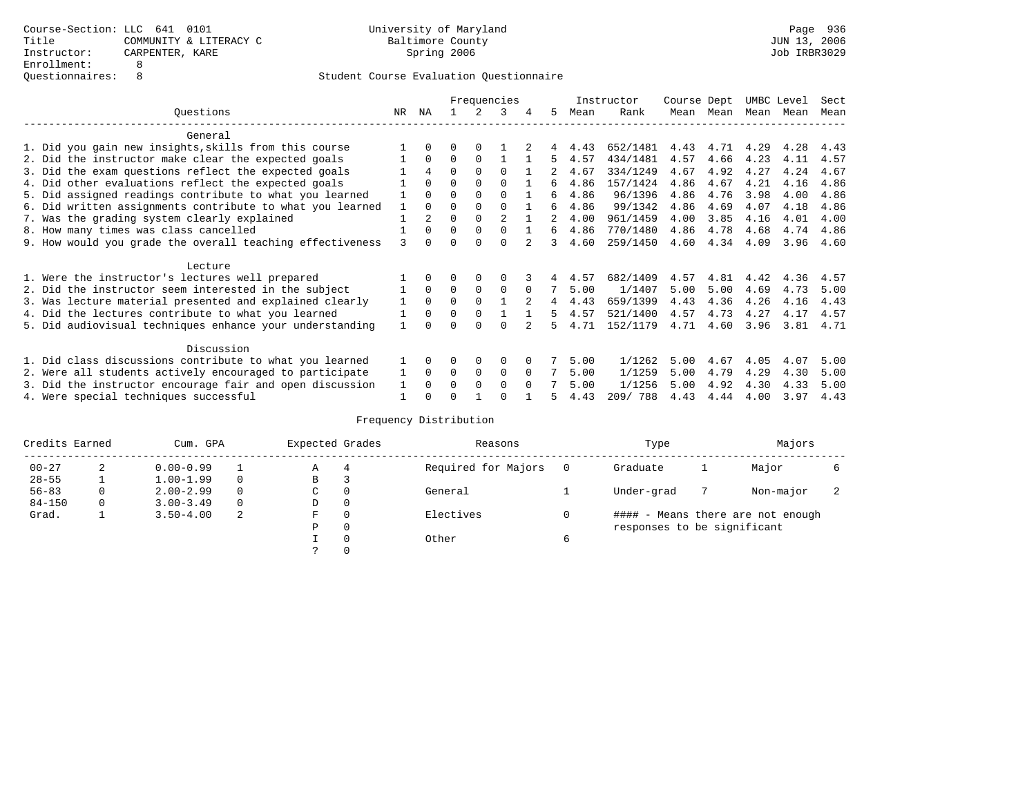Course-Section: LLC 641 0101
Title: COMMUNITY & LITERACY C
Instructor: CARPENTER, KARE
Enrollment: 8
Questionnaires: 8

University of Maryland
Baltimore County
Spring 2006

JUN 13, 2006
Job IRBR3029

## Student Course Evaluation Questionnaire

| Questions | NR | NA | 1 | 2 | 3 | 4 | 5 | Instructor Mean | Rank | Course Mean | Dept Mean | UMBC Mean | Level Mean | Sect Mean |
|---|---|---|---|---|---|---|---|---|---|---|---|---|---|---|
| **General** | | | | | | | | | | | | | | |
| 1. Did you gain new insights,skills from this course | 1 | 0 | 0 | 0 | 1 | 2 | 4 | 4.43 | 652/1481 | 4.43 | 4.71 | 4.29 | 4.28 | 4.43 |
| 2. Did the instructor make clear the expected goals | 1 | 0 | 0 | 0 | 1 | 1 | 5 | 4.57 | 434/1481 | 4.57 | 4.66 | 4.23 | 4.11 | 4.57 |
| 3. Did the exam questions reflect the expected goals | 1 | 4 | 0 | 0 | 0 | 1 | 2 | 4.67 | 334/1249 | 4.67 | 4.92 | 4.27 | 4.24 | 4.67 |
| 4. Did other evaluations reflect the expected goals | 1 | 0 | 0 | 0 | 0 | 1 | 6 | 4.86 | 157/1424 | 4.86 | 4.67 | 4.21 | 4.16 | 4.86 |
| 5. Did assigned readings contribute to what you learned | 1 | 0 | 0 | 0 | 0 | 1 | 6 | 4.86 | 96/1396 | 4.86 | 4.76 | 3.98 | 4.00 | 4.86 |
| 6. Did written assignments contribute to what you learned | 1 | 0 | 0 | 0 | 0 | 1 | 6 | 4.86 | 99/1342 | 4.86 | 4.69 | 4.07 | 4.18 | 4.86 |
| 7. Was the grading system clearly explained | 1 | 2 | 0 | 0 | 2 | 1 | 2 | 4.00 | 961/1459 | 4.00 | 3.85 | 4.16 | 4.01 | 4.00 |
| 8. How many times was class cancelled | 1 | 0 | 0 | 0 | 0 | 1 | 6 | 4.86 | 770/1480 | 4.86 | 4.78 | 4.68 | 4.74 | 4.86 |
| 9. How would you grade the overall teaching effectiveness | 3 | 0 | 0 | 0 | 0 | 2 | 3 | 4.60 | 259/1450 | 4.60 | 4.34 | 4.09 | 3.96 | 4.60 |
| **Lecture** | | | | | | | | | | | | | | |
| 1. Were the instructor's lectures well prepared | 1 | 0 | 0 | 0 | 0 | 3 | 4 | 4.57 | 682/1409 | 4.57 | 4.81 | 4.42 | 4.36 | 4.57 |
| 2. Did the instructor seem interested in the subject | 1 | 0 | 0 | 0 | 0 | 0 | 7 | 5.00 | 1/1407 | 5.00 | 5.00 | 4.69 | 4.73 | 5.00 |
| 3. Was lecture material presented and explained clearly | 1 | 0 | 0 | 0 | 1 | 2 | 4 | 4.43 | 659/1399 | 4.43 | 4.36 | 4.26 | 4.16 | 4.43 |
| 4. Did the lectures contribute to what you learned | 1 | 0 | 0 | 0 | 1 | 1 | 5 | 4.57 | 521/1400 | 4.57 | 4.73 | 4.27 | 4.17 | 4.57 |
| 5. Did audiovisual techniques enhance your understanding | 1 | 0 | 0 | 0 | 0 | 2 | 5 | 4.71 | 152/1179 | 4.71 | 4.60 | 3.96 | 3.81 | 4.71 |
| **Discussion** | | | | | | | | | | | | | | |
| 1. Did class discussions contribute to what you learned | 1 | 0 | 0 | 0 | 0 | 0 | 7 | 5.00 | 1/1262 | 5.00 | 4.67 | 4.05 | 4.07 | 5.00 |
| 2. Were all students actively encouraged to participate | 1 | 0 | 0 | 0 | 0 | 0 | 7 | 5.00 | 1/1259 | 5.00 | 4.79 | 4.29 | 4.30 | 5.00 |
| 3. Did the instructor encourage fair and open discussion | 1 | 0 | 0 | 0 | 0 | 0 | 7 | 5.00 | 1/1256 | 5.00 | 4.92 | 4.30 | 4.33 | 5.00 |
| 4. Were special techniques successful | 1 | 0 | 0 | 1 | 0 | 1 | 5 | 4.43 | 209/ 788 | 4.43 | 4.44 | 4.00 | 3.97 | 4.43 |

## Frequency Distribution

| Credits Earned | | Cum. GPA | | Expected Grades | | Reasons | | Type | | Majors | |
|---|---|---|---|---|---|---|---|---|---|---|---|
| 00-27 | 2 | 0.00-0.99 | 1 | A | 4 | Required for Majors | 0 | Graduate | 1 | Major | 6 |
| 28-55 | 1 | 1.00-1.99 | 0 | B | 3 | | | | | | |
| 56-83 | 0 | 2.00-2.99 | 0 | C | 0 | General | 1 | Under-grad | 7 | Non-major | 2 |
| 84-150 | 0 | 3.00-3.49 | 0 | D | 0 | | | | | | |
| Grad. | 1 | 3.50-4.00 | 2 | F | 0 | Electives | 0 | #### - Means there are not enough responses to be significant | | | |
| | | | | P | 0 | | | | | | |
| | | | | I | 0 | Other | 6 | | | | |
| | | | | ? | 0 | | | | | | |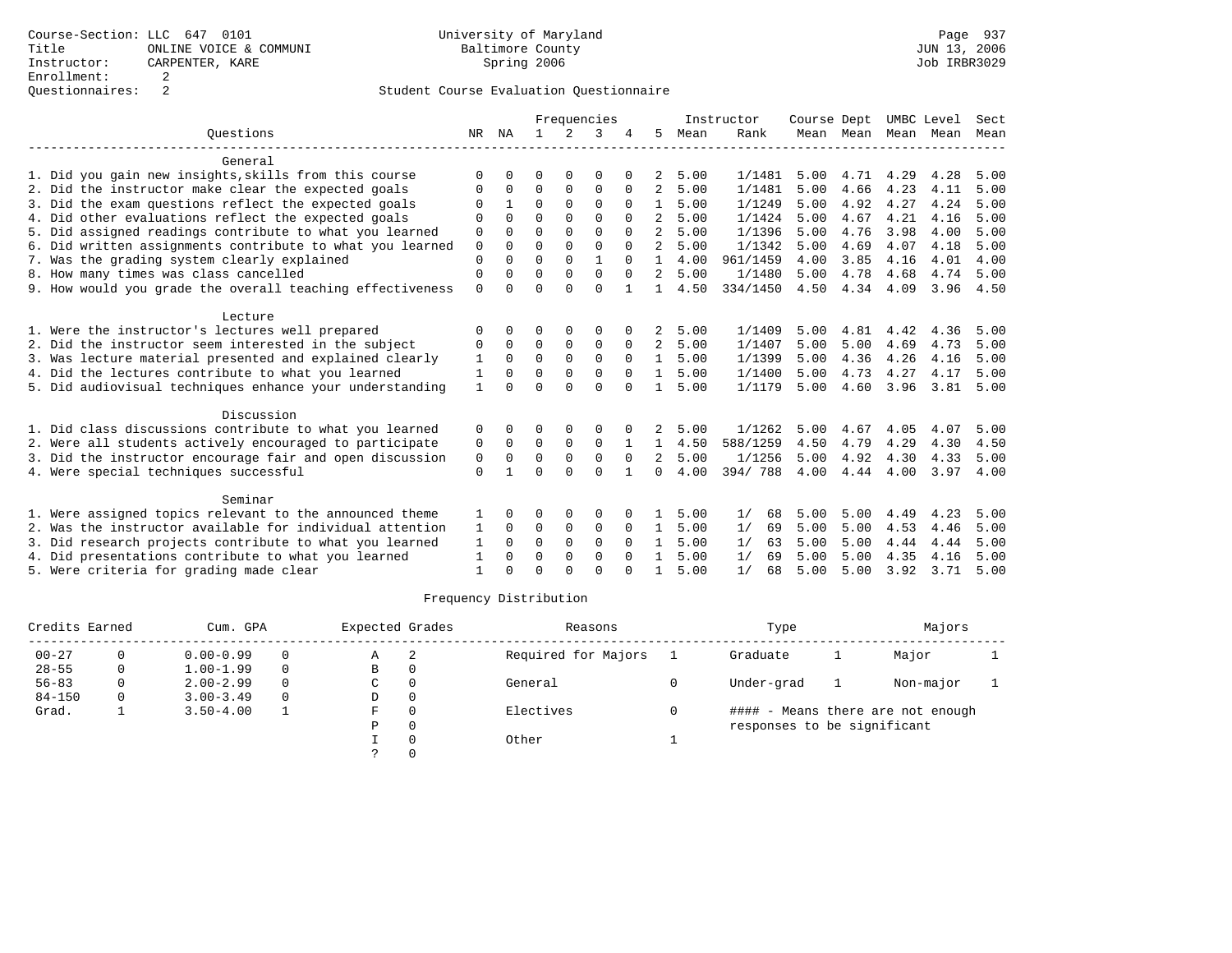Course-Section: LLC 647 0101
Title: ONLINE VOICE & COMMUNI
Instructor: CARPENTER, KARE
Enrollment: 2
Questionnaires: 2

University of Maryland
Baltimore County
Spring 2006

JUN 13, 2006
Job IRBR3029

## Student Course Evaluation Questionnaire

| Questions | NR | NA | 1 | 2 | 3 | 4 | 5 | Instructor Mean | Rank | Course Mean | Dept Mean | UMBC Level Mean | Level Mean | Sect Mean |
|---|---|---|---|---|---|---|---|---|---|---|---|---|---|---|
| **General** | | | | | | | | | | | | | | |
| 1. Did you gain new insights,skills from this course | 0 | 0 | 0 | 0 | 0 | 0 | 2 | 5.00 | 1/1481 | 5.00 | 4.71 | 4.29 | 4.28 | 5.00 |
| 2. Did the instructor make clear the expected goals | 0 | 0 | 0 | 0 | 0 | 0 | 2 | 5.00 | 1/1481 | 5.00 | 4.66 | 4.23 | 4.11 | 5.00 |
| 3. Did the exam questions reflect the expected goals | 0 | 1 | 0 | 0 | 0 | 0 | 1 | 5.00 | 1/1249 | 5.00 | 4.92 | 4.27 | 4.24 | 5.00 |
| 4. Did other evaluations reflect the expected goals | 0 | 0 | 0 | 0 | 0 | 0 | 2 | 5.00 | 1/1424 | 5.00 | 4.67 | 4.21 | 4.16 | 5.00 |
| 5. Did assigned readings contribute to what you learned | 0 | 0 | 0 | 0 | 0 | 0 | 2 | 5.00 | 1/1396 | 5.00 | 4.76 | 3.98 | 4.00 | 5.00 |
| 6. Did written assignments contribute to what you learned | 0 | 0 | 0 | 0 | 0 | 0 | 2 | 5.00 | 1/1342 | 5.00 | 4.69 | 4.07 | 4.18 | 5.00 |
| 7. Was the grading system clearly explained | 0 | 0 | 0 | 0 | 1 | 0 | 1 | 4.00 | 961/1459 | 4.00 | 3.85 | 4.16 | 4.01 | 4.00 |
| 8. How many times was class cancelled | 0 | 0 | 0 | 0 | 0 | 0 | 2 | 5.00 | 1/1480 | 5.00 | 4.78 | 4.68 | 4.74 | 5.00 |
| 9. How would you grade the overall teaching effectiveness | 0 | 0 | 0 | 0 | 0 | 1 | 1 | 4.50 | 334/1450 | 4.50 | 4.34 | 4.09 | 3.96 | 4.50 |
| **Lecture** | | | | | | | | | | | | | | |
| 1. Were the instructor's lectures well prepared | 0 | 0 | 0 | 0 | 0 | 0 | 2 | 5.00 | 1/1409 | 5.00 | 4.81 | 4.42 | 4.36 | 5.00 |
| 2. Did the instructor seem interested in the subject | 0 | 0 | 0 | 0 | 0 | 0 | 2 | 5.00 | 1/1407 | 5.00 | 5.00 | 4.69 | 4.73 | 5.00 |
| 3. Was lecture material presented and explained clearly | 1 | 0 | 0 | 0 | 0 | 0 | 1 | 5.00 | 1/1399 | 5.00 | 4.36 | 4.26 | 4.16 | 5.00 |
| 4. Did the lectures contribute to what you learned | 1 | 0 | 0 | 0 | 0 | 0 | 1 | 5.00 | 1/1400 | 5.00 | 4.73 | 4.27 | 4.17 | 5.00 |
| 5. Did audiovisual techniques enhance your understanding | 1 | 0 | 0 | 0 | 0 | 0 | 1 | 5.00 | 1/1179 | 5.00 | 4.60 | 3.96 | 3.81 | 5.00 |
| **Discussion** | | | | | | | | | | | | | | |
| 1. Did class discussions contribute to what you learned | 0 | 0 | 0 | 0 | 0 | 0 | 2 | 5.00 | 1/1262 | 5.00 | 4.67 | 4.05 | 4.07 | 5.00 |
| 2. Were all students actively encouraged to participate | 0 | 0 | 0 | 0 | 0 | 1 | 1 | 4.50 | 588/1259 | 4.50 | 4.79 | 4.29 | 4.30 | 4.50 |
| 3. Did the instructor encourage fair and open discussion | 0 | 0 | 0 | 0 | 0 | 0 | 2 | 5.00 | 1/1256 | 5.00 | 4.92 | 4.30 | 4.33 | 5.00 |
| 4. Were special techniques successful | 0 | 1 | 0 | 0 | 0 | 1 | 0 | 4.00 | 394/ 788 | 4.00 | 4.44 | 4.00 | 3.97 | 4.00 |
| **Seminar** | | | | | | | | | | | | | | |
| 1. Were assigned topics relevant to the announced theme | 1 | 0 | 0 | 0 | 0 | 0 | 1 | 5.00 | 1/ 68 | 5.00 | 5.00 | 4.49 | 4.23 | 5.00 |
| 2. Was the instructor available for individual attention | 1 | 0 | 0 | 0 | 0 | 0 | 1 | 5.00 | 1/ 69 | 5.00 | 5.00 | 4.53 | 4.46 | 5.00 |
| 3. Did research projects contribute to what you learned | 1 | 0 | 0 | 0 | 0 | 0 | 1 | 5.00 | 1/ 63 | 5.00 | 5.00 | 4.44 | 4.44 | 5.00 |
| 4. Did presentations contribute to what you learned | 1 | 0 | 0 | 0 | 0 | 0 | 1 | 5.00 | 1/ 69 | 5.00 | 5.00 | 4.35 | 4.16 | 5.00 |
| 5. Were criteria for grading made clear | 1 | 0 | 0 | 0 | 0 | 0 | 1 | 5.00 | 1/ 68 | 5.00 | 5.00 | 3.92 | 3.71 | 5.00 |

## Frequency Distribution

| Credits Earned | | Cum. GPA | | Expected Grades | | Reasons | | Type | | Majors | |
|---|---|---|---|---|---|---|---|---|---|---|---|
| 00-27 | 0 | 0.00-0.99 | 0 | A | 2 | Required for Majors | 1 | Graduate | 1 | Major | 1 |
| 28-55 | 0 | 1.00-1.99 | 0 | B | 0 | | | | | | |
| 56-83 | 0 | 2.00-2.99 | 0 | C | 0 | General | 0 | Under-grad | 1 | Non-major | 1 |
| 84-150 | 0 | 3.00-3.49 | 0 | D | 0 | | | | | | |
| Grad. | 1 | 3.50-4.00 | 1 | F | 0 | Electives | 0 | #### - Means there are not enough responses to be significant | | | |
| | | | | P | 0 | | | | | | |
| | | | | I | 0 | Other | 1 | | | | |
| | | | | ? | 0 | | | | | | |